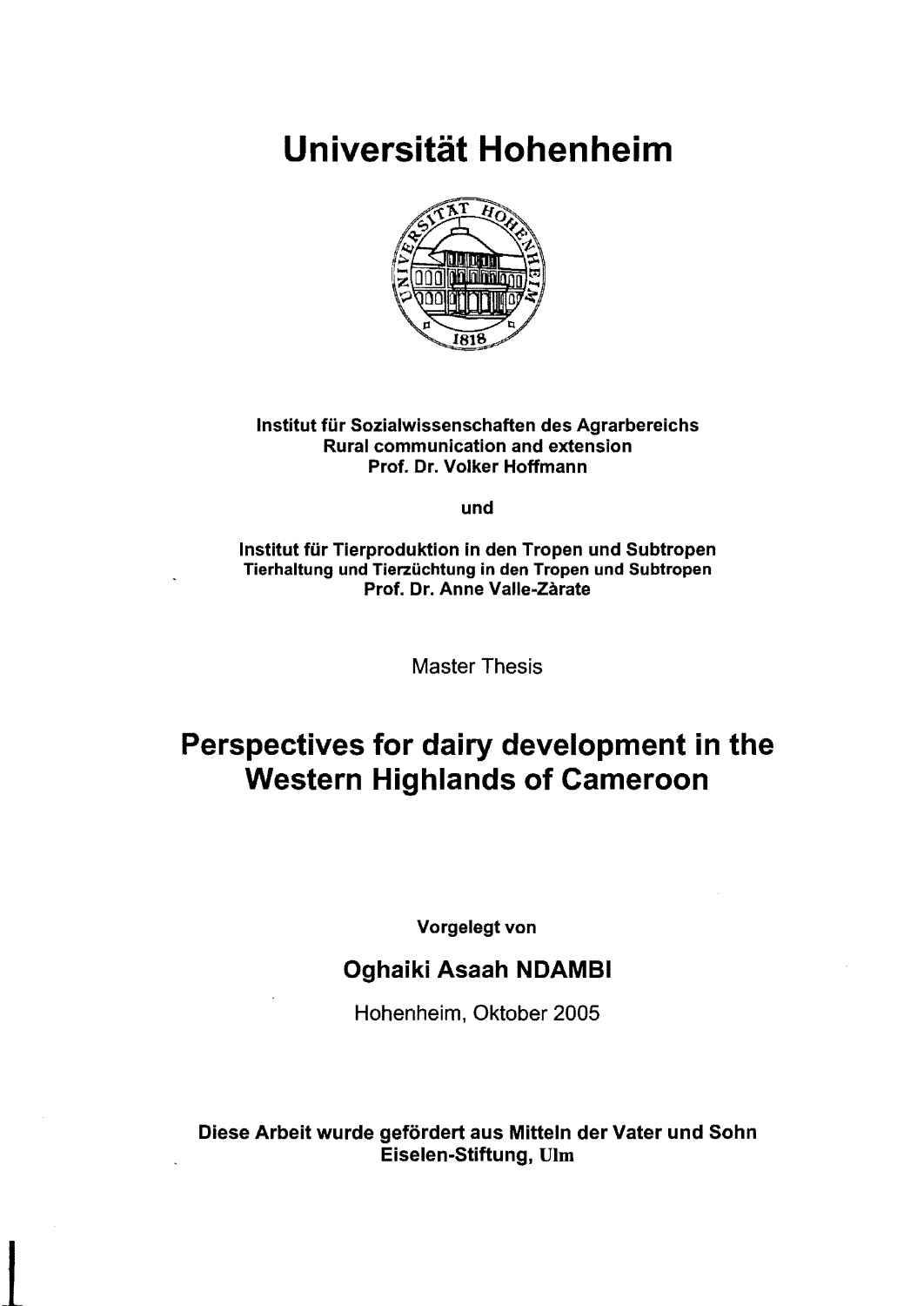# Universität Hohenheim

**Institut für Sozialwissenschaften des Agrarbereichs**
**Rural communication and extension**
**Prof. Dr. Volker Hoffmann**

**und**

**Institut für Tierproduktion in den Tropen und Subtropen**
**Tierhaltung und Tierzüchtung in den Tropen und Subtropen**
**Prof. Dr. Anne Valle-Zàrate**

Master Thesis

## Perspectives for dairy development in the Western Highlands of Cameroon

**Vorgelegt von**

### Oghaiki Asaah NDAMBI

Hohenheim, Oktober 2005

**Diese Arbeit wurde gefördert aus Mitteln der Vater und Sohn Eiselen-Stiftung, Ulm**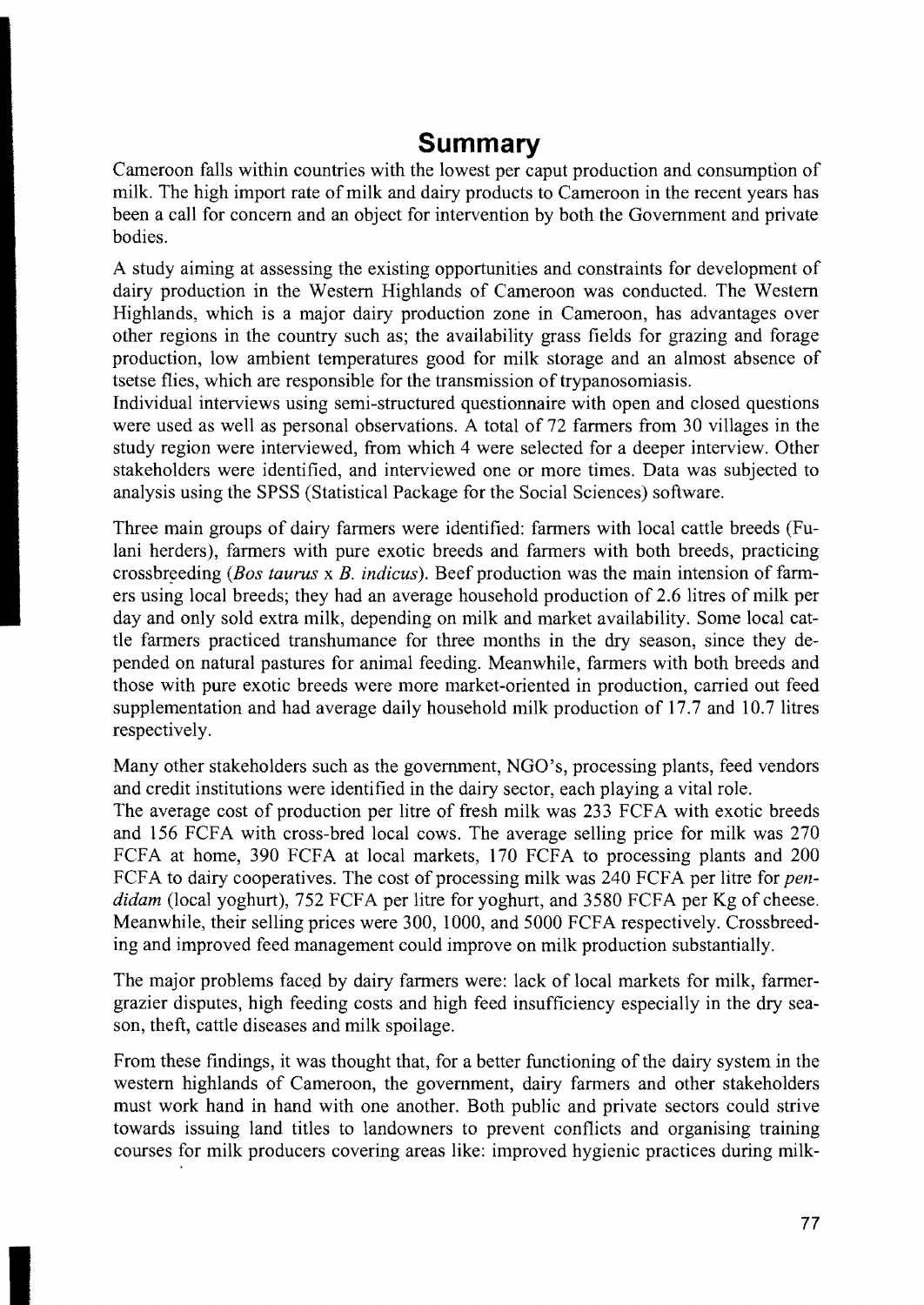# Summary

Cameroon falls within countries with the lowest per caput production and consumption of milk. The high import rate of milk and dairy products to Cameroon in the recent years has been a call for concern and an object for intervention by both the Government and private bodies.

A study aiming at assessing the existing opportunities and constraints for development of dairy production in the Western Highlands of Cameroon was conducted. The Western Highlands, which is a major dairy production zone in Cameroon, has advantages over other regions in the country such as; the availability grass fields for grazing and forage production, low ambient temperatures good for milk storage and an almost absence of tsetse flies, which are responsible for the transmission of trypanosomiasis.

Individual interviews using semi-structured questionnaire with open and closed questions were used as well as personal observations. A total of 72 farmers from 30 villages in the study region were interviewed, from which 4 were selected for a deeper interview. Other stakeholders were identified, and interviewed one or more times. Data was subjected to analysis using the SPSS (Statistical Package for the Social Sciences) software.

Three main groups of dairy farmers were identified: farmers with local cattle breeds (Fulani herders), farmers with pure exotic breeds and farmers with both breeds, practicing crossbreeding (*Bos taurus* x *B. indicus*). Beef production was the main intension of farmers using local breeds; they had an average household production of 2.6 litres of milk per day and only sold extra milk, depending on milk and market availability. Some local cattle farmers practiced transhumance for three months in the dry season, since they depended on natural pastures for animal feeding. Meanwhile, farmers with both breeds and those with pure exotic breeds were more market-oriented in production, carried out feed supplementation and had average daily household milk production of 17.7 and 10.7 litres respectively.

Many other stakeholders such as the government, NGO's, processing plants, feed vendors and credit institutions were identified in the dairy sector, each playing a vital role.

The average cost of production per litre of fresh milk was 233 FCFA with exotic breeds and 156 FCFA with cross-bred local cows. The average selling price for milk was 270 FCFA at home, 390 FCFA at local markets, 170 FCFA to processing plants and 200 FCFA to dairy cooperatives. The cost of processing milk was 240 FCFA per litre for *pendidam* (local yoghurt), 752 FCFA per litre for yoghurt, and 3580 FCFA per Kg of cheese. Meanwhile, their selling prices were 300, 1000, and 5000 FCFA respectively. Crossbreeding and improved feed management could improve on milk production substantially.

The major problems faced by dairy farmers were: lack of local markets for milk, farmer-grazier disputes, high feeding costs and high feed insufficiency especially in the dry season, theft, cattle diseases and milk spoilage.

From these findings, it was thought that, for a better functioning of the dairy system in the western highlands of Cameroon, the government, dairy farmers and other stakeholders must work hand in hand with one another. Both public and private sectors could strive towards issuing land titles to landowners to prevent conflicts and organising training courses for milk producers covering areas like: improved hygienic practices during milk-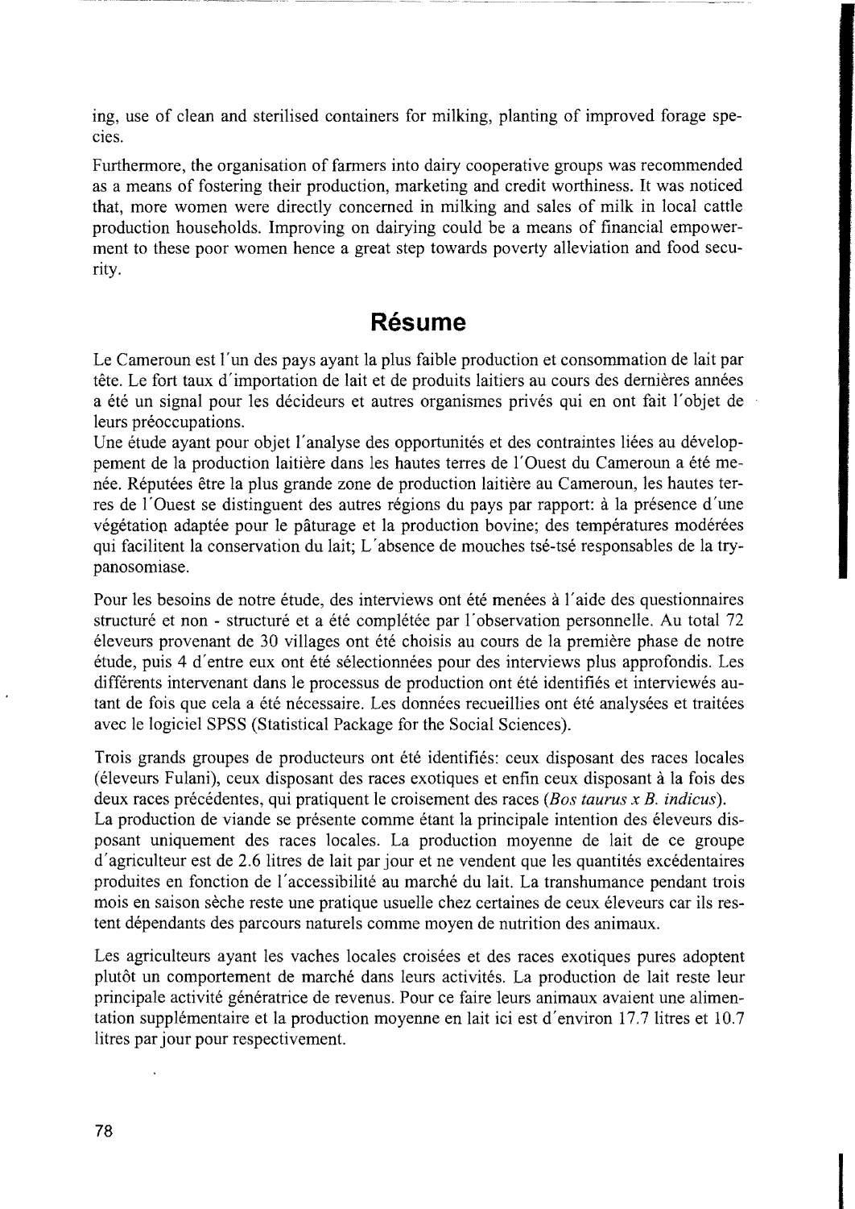ing, use of clean and sterilised containers for milking, planting of improved forage species.

Furthermore, the organisation of farmers into dairy cooperative groups was recommended as a means of fostering their production, marketing and credit worthiness. It was noticed that, more women were directly concerned in milking and sales of milk in local cattle production households. Improving on dairying could be a means of financial empowerment to these poor women hence a great step towards poverty alleviation and food security.

## Résume

Le Cameroun est l´un des pays ayant la plus faible production et consommation de lait par tête. Le fort taux d´importation de lait et de produits laitiers au cours des dernières années a été un signal pour les décideurs et autres organismes privés qui en ont fait l´objet de leurs préoccupations.

Une étude ayant pour objet l´analyse des opportunités et des contraintes liées au développement de la production laitière dans les hautes terres de l´Ouest du Cameroun a été menée. Réputées être la plus grande zone de production laitière au Cameroun, les hautes terres de l´Ouest se distinguent des autres régions du pays par rapport: à la présence d´une végétation adaptée pour le pâturage et la production bovine; des températures modérées qui facilitent la conservation du lait; L´absence de mouches tsé-tsé responsables de la trypanosomiase.

Pour les besoins de notre étude, des interviews ont été menées à l´aide des questionnaires structuré et non - structuré et a été complétée par l´observation personnelle. Au total 72 éleveurs provenant de 30 villages ont été choisis au cours de la première phase de notre étude, puis 4 d´entre eux ont été sélectionnées pour des interviews plus approfondis. Les différents intervenant dans le processus de production ont été identifiés et interviewés autant de fois que cela a été nécessaire. Les données recueillies ont été analysées et traitées avec le logiciel SPSS (Statistical Package for the Social Sciences).

Trois grands groupes de producteurs ont été identifiés: ceux disposant des races locales (éleveurs Fulani), ceux disposant des races exotiques et enfin ceux disposant à la fois des deux races précédentes, qui pratiquent le croisement des races (*Bos taurus x B. indicus*).

La production de viande se présente comme étant la principale intention des éleveurs disposant uniquement des races locales. La production moyenne de lait de ce groupe d´agriculteur est de 2.6 litres de lait par jour et ne vendent que les quantités excédentaires produites en fonction de l´accessibilité au marché du lait. La transhumance pendant trois mois en saison sèche reste une pratique usuelle chez certaines de ceux éleveurs car ils restent dépendants des parcours naturels comme moyen de nutrition des animaux.

Les agriculteurs ayant les vaches locales croisées et des races exotiques pures adoptent plutôt un comportement de marché dans leurs activités. La production de lait reste leur principale activité génératrice de revenus. Pour ce faire leurs animaux avaient une alimentation supplémentaire et la production moyenne en lait ici est d´environ 17.7 litres et 10.7 litres par jour pour respectivement.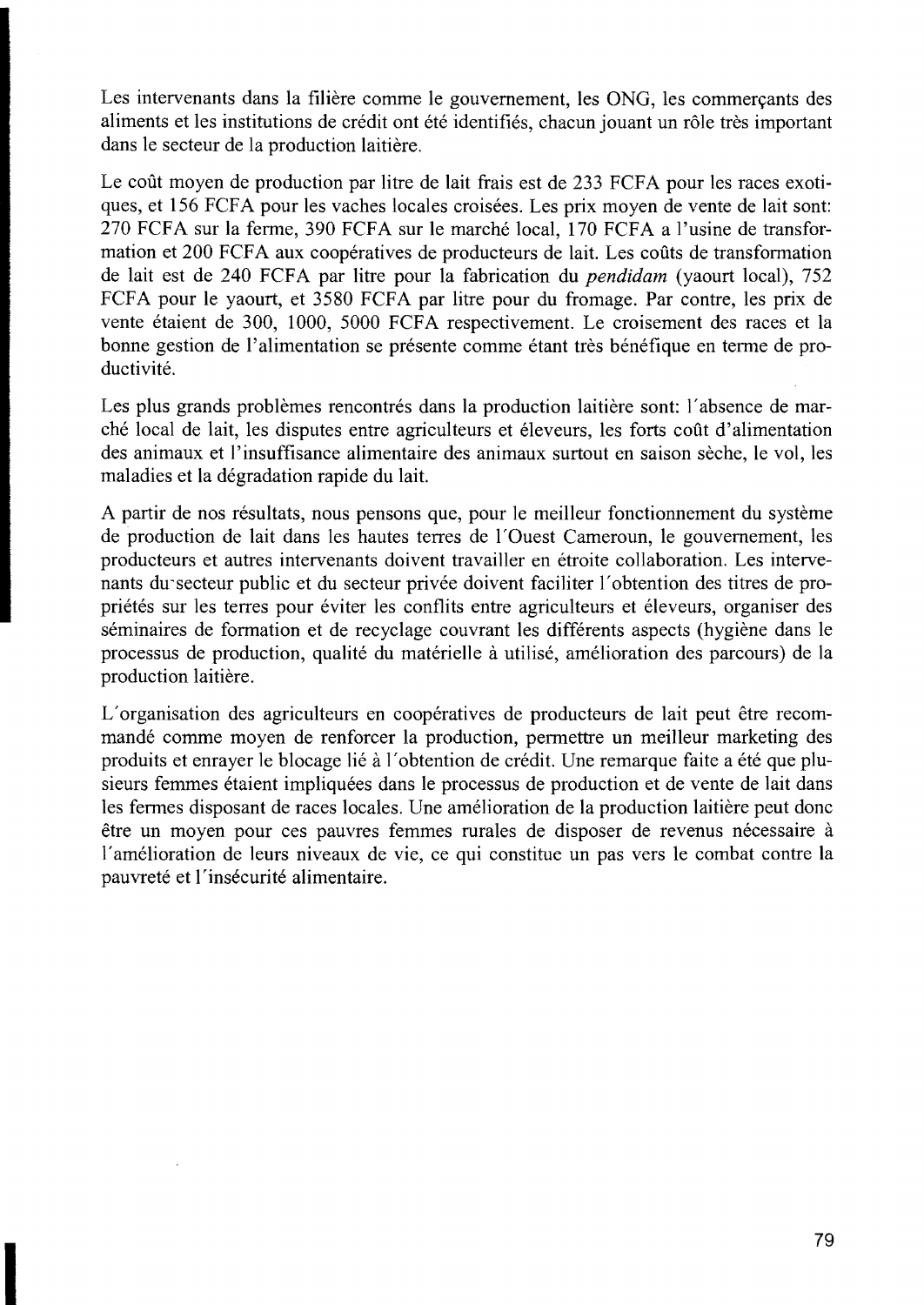Les intervenants dans la filière comme le gouvernement, les ONG, les commerçants des aliments et les institutions de crédit ont été identifiés, chacun jouant un rôle très important dans le secteur de la production laitière.

Le coût moyen de production par litre de lait frais est de 233 FCFA pour les races exotiques, et 156 FCFA pour les vaches locales croisées. Les prix moyen de vente de lait sont: 270 FCFA sur la ferme, 390 FCFA sur le marché local, 170 FCFA a l'usine de transformation et 200 FCFA aux coopératives de producteurs de lait. Les coûts de transformation de lait est de 240 FCFA par litre pour la fabrication du *pendidam* (yaourt local), 752 FCFA pour le yaourt, et 3580 FCFA par litre pour du fromage. Par contre, les prix de vente étaient de 300, 1000, 5000 FCFA respectivement. Le croisement des races et la bonne gestion de l'alimentation se présente comme étant très bénéfique en terme de productivité.

Les plus grands problèmes rencontrés dans la production laitière sont: l'absence de marché local de lait, les disputes entre agriculteurs et éleveurs, les forts coût d'alimentation des animaux et l'insuffisance alimentaire des animaux surtout en saison sèche, le vol, les maladies et la dégradation rapide du lait.

A partir de nos résultats, nous pensons que, pour le meilleur fonctionnement du système de production de lait dans les hautes terres de l'Ouest Cameroun, le gouvernement, les producteurs et autres intervenants doivent travailler en étroite collaboration. Les intervenants du secteur public et du secteur privée doivent faciliter l'obtention des titres de propriétés sur les terres pour éviter les conflits entre agriculteurs et éleveurs, organiser des séminaires de formation et de recyclage couvrant les différents aspects (hygiène dans le processus de production, qualité du matérielle à utilisé, amélioration des parcours) de la production laitière.

L'organisation des agriculteurs en coopératives de producteurs de lait peut être recommandé comme moyen de renforcer la production, permettre un meilleur marketing des produits et enrayer le blocage lié à l'obtention de crédit. Une remarque faite a été que plusieurs femmes étaient impliquées dans le processus de production et de vente de lait dans les fermes disposant de races locales. Une amélioration de la production laitière peut donc être un moyen pour ces pauvres femmes rurales de disposer de revenus nécessaire à l'amélioration de leurs niveaux de vie, ce qui constitue un pas vers le combat contre la pauvreté et l'insécurité alimentaire.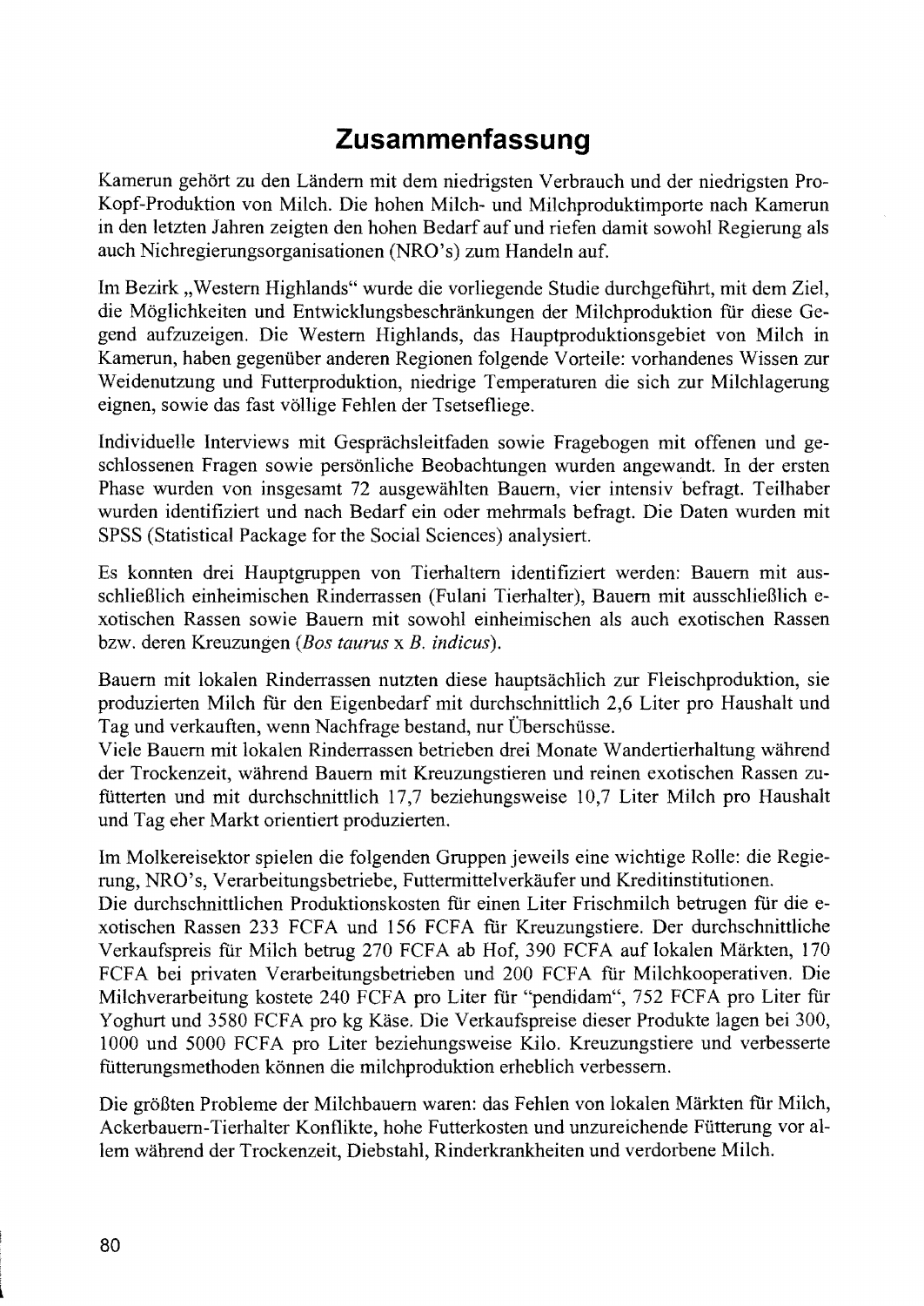# Zusammenfassung

Kamerun gehört zu den Ländern mit dem niedrigsten Verbrauch und der niedrigsten Pro-Kopf-Produktion von Milch. Die hohen Milch- und Milchproduktimporte nach Kamerun in den letzten Jahren zeigten den hohen Bedarf auf und riefen damit sowohl Regierung als auch Nichregierungsorganisationen (NRO's) zum Handeln auf.

Im Bezirk „Western Highlands" wurde die vorliegende Studie durchgeführt, mit dem Ziel, die Möglichkeiten und Entwicklungsbeschränkungen der Milchproduktion für diese Gegend aufzuzeigen. Die Western Highlands, das Hauptproduktionsgebiet von Milch in Kamerun, haben gegenüber anderen Regionen folgende Vorteile: vorhandenes Wissen zur Weidenutzung und Futterproduktion, niedrige Temperaturen die sich zur Milchlagerung eignen, sowie das fast völlige Fehlen der Tsetsefliege.

Individuelle Interviews mit Gesprächsleitfaden sowie Fragebogen mit offenen und geschlossenen Fragen sowie persönliche Beobachtungen wurden angewandt. In der ersten Phase wurden von insgesamt 72 ausgewählten Bauern, vier intensiv befragt. Teilhaber wurden identifiziert und nach Bedarf ein oder mehrmals befragt. Die Daten wurden mit SPSS (Statistical Package for the Social Sciences) analysiert.

Es konnten drei Hauptgruppen von Tierhaltern identifiziert werden: Bauern mit ausschließlich einheimischen Rinderrassen (Fulani Tierhalter), Bauern mit ausschließlich exotischen Rassen sowie Bauern mit sowohl einheimischen als auch exotischen Rassen bzw. deren Kreuzungen (*Bos taurus* x *B. indicus*).

Bauern mit lokalen Rinderrassen nutzten diese hauptsächlich zur Fleischproduktion, sie produzierten Milch für den Eigenbedarf mit durchschnittlich 2,6 Liter pro Haushalt und Tag und verkauften, wenn Nachfrage bestand, nur Überschüsse.
Viele Bauern mit lokalen Rinderrassen betrieben drei Monate Wandertierhaltung während der Trockenzeit, während Bauern mit Kreuzungstieren und reinen exotischen Rassen zufütterten und mit durchschnittlich 17,7 beziehungsweise 10,7 Liter Milch pro Haushalt und Tag eher Markt orientiert produzierten.

Im Molkereisektor spielen die folgenden Gruppen jeweils eine wichtige Rolle: die Regierung, NRO's, Verarbeitungsbetriebe, Futtermittelverkäufer und Kreditinstitutionen.
Die durchschnittlichen Produktionskosten für einen Liter Frischmilch betrugen für die exotischen Rassen 233 FCFA und 156 FCFA für Kreuzungstiere. Der durchschnittliche Verkaufspreis für Milch betrug 270 FCFA ab Hof, 390 FCFA auf lokalen Märkten, 170 FCFA bei privaten Verarbeitungsbetrieben und 200 FCFA für Milchkooperativen. Die Milchverarbeitung kostete 240 FCFA pro Liter für "pendidam", 752 FCFA pro Liter für Yoghurt und 3580 FCFA pro kg Käse. Die Verkaufspreise dieser Produkte lagen bei 300, 1000 und 5000 FCFA pro Liter beziehungsweise Kilo. Kreuzungstiere und verbesserte fütterungsmethoden können die milchproduktion erheblich verbessern.

Die größten Probleme der Milchbauern waren: das Fehlen von lokalen Märkten für Milch, Ackerbauern-Tierhalter Konflikte, hohe Futterkosten und unzureichende Fütterung vor allem während der Trockenzeit, Diebstahl, Rinderkrankheiten und verdorbene Milch.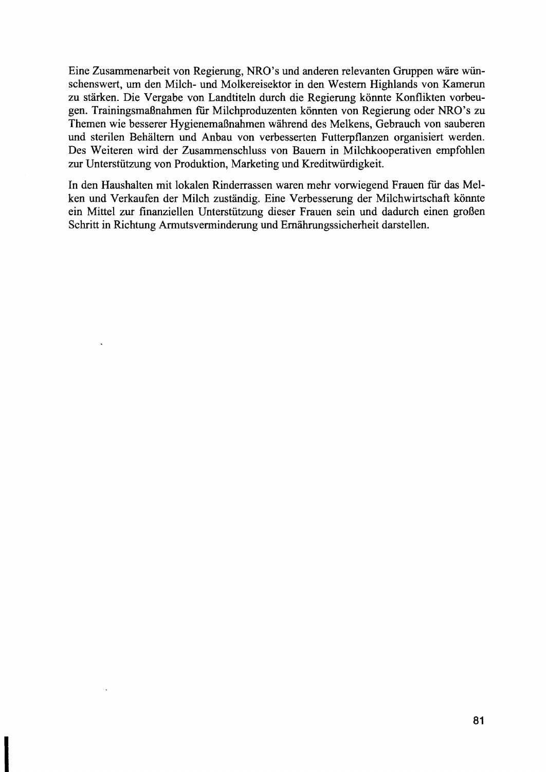Eine Zusammenarbeit von Regierung, NRO's und anderen relevanten Gruppen wäre wünschenswert, um den Milch- und Molkereisektor in den Western Highlands von Kamerun zu stärken. Die Vergabe von Landtiteln durch die Regierung könnte Konflikten vorbeugen. Trainingsmaßnahmen für Milchproduzenten könnten von Regierung oder NRO's zu Themen wie besserer Hygienemaßnahmen während des Melkens, Gebrauch von sauberen und sterilen Behältern und Anbau von verbesserten Futterpflanzen organisiert werden. Des Weiteren wird der Zusammenschluss von Bauern in Milchkooperativen empfohlen zur Unterstützung von Produktion, Marketing und Kreditwürdigkeit.

In den Haushalten mit lokalen Rinderrassen waren mehr vorwiegend Frauen für das Melken und Verkaufen der Milch zuständig. Eine Verbesserung der Milchwirtschaft könnte ein Mittel zur finanziellen Unterstützung dieser Frauen sein und dadurch einen großen Schritt in Richtung Armutsverminderung und Ernährungssicherheit darstellen.